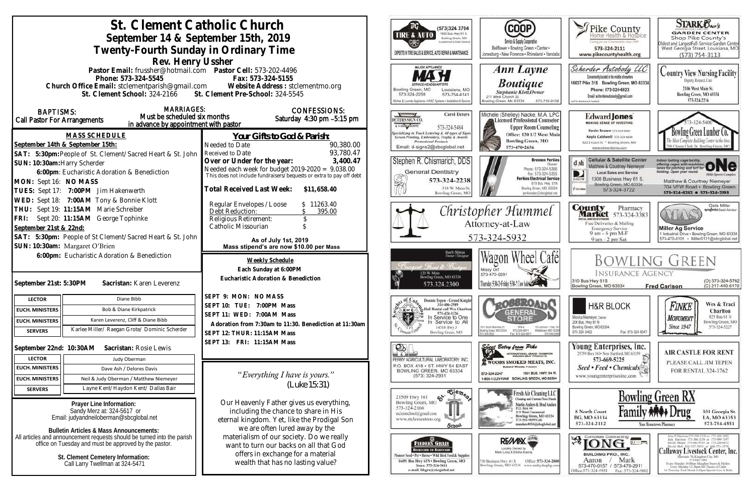# St. Clement Catholic Church

## September 14 & September 15th, 2019

## Twenty-Fourth Sunday in Ordinary Time

### Rev. Henry Ussher

**Pastor Email:** frussher@hotmail.com **Pastor Cell:** 573-202-4496
**Phone:** 573-324-5545 **Fax:** 573-324-5155
**Church Office Email:** stclementparish@gmail.com **Website Address :** stclementmo.org
**St. Clement School:** 324-2166 **St. Clement Pre-School:** 324-5545

**BAPTISMS:** Call Pastor For Arrangements

**MARRIAGES:** Must be scheduled six months in advance by appointment with pastor

**CONFESSIONS:** Saturday 4:30 pm –5:15 pm

### MASS SCHEDULE

**September 14th & September 15th:**

**SAT: 5:30pm:** People of St. Clement/Sacred Heart & St. John
**SUN: 10:30am:** Harry Scherder
**6:00pm**: Eucharistic Adoration & Benediction
**MON: Sept 16: NO MASS**
**TUES: Sept 17: 7:00PM** Jim Hakenwerth
**WED: Sept 18: 7:00AM** Tony & Bonnie Klott
**THU: Sept 19: 11:15AM** Marie Schreiber
**FRI: Sept 20: 11:15AM** George Tophinke

**September 21st & 22nd:**

**SAT: 5:30pm:** People of St Clement/Sacred Heart & St. John
**SUN: 10:30am:** Margaret O'Brien
**6:00pm:** Eucharistic Adoration & Benediction

**September 21st: 5:30PM** **Sacristan:** Karen Leverenz

| | |
|---|---|
| LECTOR | Diane Bibb |
| EUCH. MINISTERS | Bob & Diane Kirkpatrick |
| EUCH. MINISTERS | Karen Leverenz, Cliff & Diane Bibb |
| SERVERS | Karlee Miller/ Raegan Grote/ Dominic Scherder |

**September 22nd: 10:30AM** **Sacristan:** Rosie Lewis

| | |
|---|---|
| LECTOR | Judy Oberman |
| EUCH. MINISTERS | Dave Ash / Delores Davis |
| EUCH. MINISTERS | Neil & Judy Oberman / Matthew Niemeyer |
| SERVERS | Layne Kent/ Haydon Kent/ Dallas Bair |

**Prayer Line Information:**
Sandy Merz at: 324-5617 or
Email: judyandneiloberman@sbcglobal.net

**Bulletin Articles & Mass Announcements:**
All articles and announcement requests should be turned into the parish office on Tuesday and must be approved by the pastor.

**St. Clement Cemetery Information:**
Call Larry Twellman at 324-5471

### *Your Gifts to God & Parish:*

| | |
|---|---|
| Needed to Date | 90,380.00 |
| Received to Date | 93,780.47 |
| **Over or Under for the year:** | **3,400.47** |

Needed each week for budget 2019-2020 = 9,038.00
This does not include fundraisers/bequests or extra to pay off debt

**Total Received Last Week: $11,658.40**

| | |
|---|---|
| Regular Envelopes /Loose | $ 11263.40 |
| Debt Reduction: | $ 395.00 |
| Religious Retirement: | $ |
| Catholic Missourian | $ |

**As of July 1st, 2019**
**Mass stipend's are now $10.00 per Mass**

**Weekly Schedule**
**Each Sunday at 6:00PM**
**Eucharistic Adoration & Benediction**

**SEPT 9: MON: NO MASS**
**SEPT 10: TUE: 7:00PM Mass**
**SEPT 11: WED: 7:00AM Mass**
**Adoration from 7:30am to 11:30. Benediction at 11:30am**
**SEPT 12: THUR: 11:15AM Mass**
**SEPT 13: FRI: 11:15AM Mass**

*"Everything I have is yours."*
*(Luke 15:31)*

Our Heavenly Father gives us everything, including the chance to share in His eternal kingdom. Yet, like the Prodigal Son we are often lured away by the materialism of our society. Do we really want to turn our backs on all that God offers in exchange for a material wealth that has no lasting value?

---

TG Tire & Auto — (573)324-3704, 1400 Bus. Hwy 61 S., Bowling Green, MO (Located next to Dollar General) — Experts in tire sales & service, auto repair & maintenance

COOP Service & Supply Cooperative — Bellflower • Bowling Green • Center • Jonesburg • New Florence • Rhineland • Vandalia

Pike County Home Health & Hospice — Caring for our Communities since 1969 — 573-324-2111 — www.pikecountyhealth.org

Stark Bro's Garden Center — Shop Pike County's Oldest and Largest Full-Service Garden Center — West Georgia Street, Louisiana, MO — (573) 754-3113

Major Appliance MASH Service Headquarters — Bowling Green, MO 573-324-2259 — Louisiana, MO 573-754-4141 — Kitchen & Laundry Appliance • HVAC Systems • Installation & Service

Ann Layne Boutique — Stephanie Klott, Owner — 211 West Church St. Bowling Green, Mo 63334 — 573-719-9108

Scherder Autobody LLC — Conveniently located in the middle of nowhere — 16637 Pike 318 Bowling Green, MO 63334 — Phone: 573-324-6023 — Email: scherderautobody@gmail.com

Country View Nursing Facility — Dignity, Respect, Care — 2106 West Main St. Bowling Green, MO 63334 — 573-324-2216

Peterson Sign Co. — Carol Deters — 573-324-5484 — Specializing in Truck Lettering & All types of Signs, Screen Printing, Embroidery, Trophy & Awards, Promotional Products — Email: d-signs2@sbcglobal.net

Michele (Shelley) Nacke, M.A. LPC — Licensed Professional Counselor — Upper Room Counseling — Office: 120 1/2 West Main, Bowling Green, MO — 573-470-2656

Edward Jones — Making Sense of Investing — Kevin Brown 573-324-6604 — Kayla Caldwell 573-324-6604 — 822 S Court St. • Bowling Green, MO — www.edwardjones.com

Bowling Green Lumber Co. — 573-324-5400 — The Most Complete Building Center in the Area — 700 Champ Clark Dr. Bowling Green, MO

Stephen R. Chismarich, DDS — General Dentistry — 573-324-2238 — 310 W. Main St. Bowling Green, MO

Perkins Electrical Service — Brennen Perkins, Owner — Phone: 573-324-5366 — Fax: 573-324-5355 — 819 Bus. Hwy. 61N, Bowling Green, MO. 63334 — perkinselec@shcglobal.net

dish Cellular & Satellite Center — Matthew & Courtney Niemeyer — Local Sales and Service — 1300 Business Hwy 61 S. Bowling Green, MO 63334 — 573-324-3722

One — Indoor batting cage facility offering cages with machines, tunes for pitching and turf for fielding. Open year round. — Multi-Sports Complex — Matthew & Courtney Niemeyer — 704 VFW Road • Bowling Green — 573-324-8282 • 573-324-2193

Christopher Hummel — Attorney-at-Law — 573-324-5932

County Market Pharmacy — 573-324-3383 — Free Deliveries & Mailing — Emergency Service — 9 am - 6 pm M-F — 9 am - 2 pm Sat

MAS — Miller Ag Service — Cete Miller, Syngenta Seed Advisor — 1 Industrial Drive • Bowling Green, MO 63334 — 573-470-0101 • Miller0121@sbcglobal.net

Bouquet Florist & Boutique — Barb Shinn, Owner/Designer — 120 W. Main, Bowling Green, MO 63334 — 573.324.2300

Wagon Wheel Café — Missy Orf — 573-470-0291 — Thursday 5:30-2; Friday 5:30-2; Cow Sales

Bowling Green Insurance Agency — 310 Bus Hwy 61S, Bowling Green, MO 63334 — Fred Carlson — (O) 573-324-5762 — (C) 217-440-6170

Knights of Columbus — Donnie Tepen - Grand Knight 314-486-2989 — Hall Rental call Wes Charlton 573-424-1126 — In Service to One, In Service to All — 14516 Hwy J, Bowling Green, MO

Crossroads General Store — 1001 South Business 61, Bowling Green, MO 63334, 573-324-2902 — Office 573-324-6811, Fax: 573-324-6811 — 110 Johnson - Hwy 161, Middletown, MO 63359, 573-549-2099

H&R Block — Monica Niemeyer, Owner — 206 Bus. Hwy 61 N, Bowling Green, MO 63334 — 573-324-3402 — Fax: 573-324-5047

Finke Monument — Since 1947 — Wes & Traci Charlton — 825 Bus 61 N, Bowling Green, MO — 573-324-5227

Perry Agricultural Laboratory, Inc. — P.O. Box 418 • St. Hwy 54 East, Bowling Green, MO 63334 — (573) 324-2931

Sweet Betsy from Pike — International Grand Champion Smoked Meat Products — Woods Smoked Meats, Inc. — Edward Woods, President — 573-324-2247 — 1501 Bus. Hwy. 54 W. — 1-800-I-LUV-HAM — Bowling Green, MO 63334

Young Enterprises, Inc. — 25759 Hwy 161 • New Hartford, MO 63359 — 573-669-5225 — Seed • Feed • Chemicals — www.youngenterprisesinc.com

Air Castle for Rent — Please call Jim Tepen for rental 324-3762

St. Clement School — 21509 Hwy 161, Bowling Green, MO — 573-324-2166 — stclemschool@gmail.com — www.stclementmo.org

Fresh Air Cleaning LLC — Cleaning and Custom Floor Finish — Martin Anders & Brad Anders — P.O. Box 44, 315 West Centennial, Bowling Green, MO 63334 — 573-592-9899 Cell — manders4036@sbcglobal.net

Bowling Green RX Family Drug — 8 North Court, BG, MO 63334 — 573-324-2112 — 301 Georgia St. LA, MO 63353 — 573-754-4551 — Your Hometown Pharmacy

Feeders Grain — Backyard to Barnyard — Pioneer Seed • Pet • Horse • Wild Bird Feed & Supplies — 16491 Bus Hwy 61N • Bowling Green, MO — Store: 573-324-5411 — e-mail: fdsgrn@sbcglobal.net

RE/MAX — Locally Owned by Mark Long & Elisha Koenig — 730 Business Hwy. 61 S, Bowling Green, MO 63334 — Office: 573-324-2800 — www.realtyshopbg.com

Complete Contracting — Long Building Pro, Inc. — Aaron 573-470-0157 / Mark 573-470-2911 — Office: 573-324-5958 — Fax: 573-324-9802

Callaway Livestock Center, Inc. — Interstate 70, Kingdom City, MO — 573-642-7486 — Every Monday 10:00am Slaughter Steers & Heifers — Every Monday 12:30pm All Classes of Cattle — 1st Thursday Each Month 6:00pm Special Cow & Bulls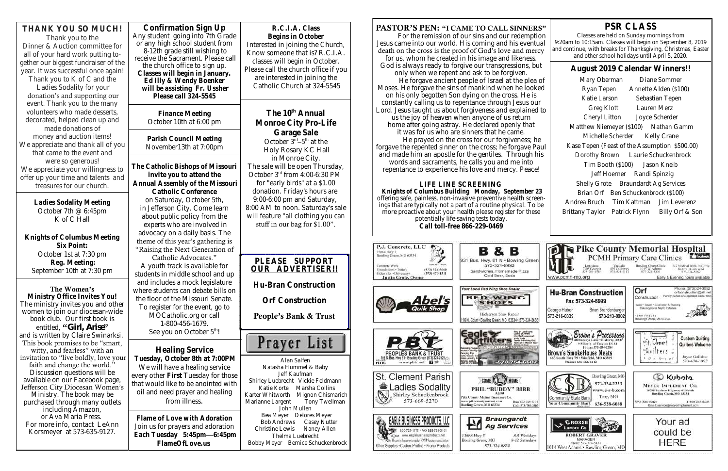## THANK YOU SO MUCH!

Thank you to the Dinner & Auction committee for all of your hard work putting together our biggest fundraiser of the year. It was successful once again! Thank you to K of C and the Ladies Sodality for your donation's and supporting our event. Thank you to the many volunteers who made desserts, decorated, helped clean up and made donations of money and auction items! We appreciate and thank all of you that came to the event and were so generous! We appreciate your willingness to offer up your time and talents and treasures for our church.

**Ladies Sodality Meeting**
October 7th @ 6:45pm
K of C Hall

**Knights of Columbus Meeting**
**Six Point:**
October 1st at 7:30 pm
**Reg. Meeting:**
September 10th at 7:30 pm

**The Women's Ministry Office Invites You!**

The ministry invites you and other women to join our diocesan-wide book club. Our first book is entitled, **"Girl, Arise"** and is written by Claire Swinarksi. This book promises to be "smart, witty, and fearless" with an invitation to "live boldly, love your faith and change the world." Discussion questions will be available on our Facebook page, Jefferson City Diocesan Women's Ministry. The book may be purchased through many outlets including Amazon, or Ava Maria Press. For more info, contact LeAnn Korsmeyer at 573-635-9127.

## Confirmation Sign Up

Any student going into 7th Grade or any high school student from 8-12th grade still wishing to receive the Sacrament. Please call the church office to sign up. **Classes will begin in January. Ed Illy & Wendy Boenker will be assisting Fr. Ussher Please call 324-5545**

**Finance Meeting**
October 10th at 6:00 pm

**Parish Council Meeting**
November13th at 7:00pm

**The Catholic Bishops of Missouri invite you to attend the Annual Assembly of the Missouri Catholic Conference**

on Saturday, October 5th, in Jefferson City. Come learn about public policy from the experts who are involved in advocacy on a daily basis. The theme of this year's gathering is "Raising the Next Generation of Catholic Advocates." A youth track is available for students in middle school and up and includes a mock legislature where students can debate bills on the floor of the Missouri Senate. To register for the event, go to MOCatholic.org or call 1-800-456-1679. See you on October 5th!

## Healing Service

**Tuesday, October 8th at 7:00PM**

We will have a healing service every other **First** Tuesday for those that would like to be anointed with oil and need prayer and healing from illness.

**Flame of Love with Adoration**
Join us for prayers and adoration
**Each Tuesday 5:45pm—6:45pm**
**FlameOfLove.us**

**R.C.I.A. Class Begins in October**

Interested in joining the Church, Know someone that is? R.C.I.A. classes will begin in October. Please call the church office if you are interested in joining the Catholic Church at 324-5545

## The 10th Annual Monroe City Pro-Life Garage Sale

October 3rd–5th at the Holy Rosary KC Hall in Monroe City. The sale will be open Thursday, October 3rd from 4:00-6:30 PM for "early birds" at a $1.00 donation. Friday's hours are 9:00-6:00 pm and Saturday, 8:00 AM to noon. Saturday's sale will feature "all clothing you can stuff in our bag for $1.00".

## PLEASE SUPPORT OUR ADVERTISER!!

**Hu-Bran Construction**

**Orf Construction**

**People's Bank & Trust**

## Prayer List

Alan Salfen
Natasha Hummel & Baby
Jeff Kaufman
Shirley Luebrecht Vickie Feldmann
Katie Korte Marsha Collins
Karter Whitworth Mignon Chismarich
Marianne Largent Tony Twellman
John Mullen
Bea Meyer Delores Meyer
Bob Andrews Casey Nutter
Christine Lewis Nancy Allen
Thelma Luebrecht
Bobby Meyer Bernice Schuckenbrock

## PASTOR'S PEN: "I CAME TO CALL SINNERS"

For the remission of our sins and our redemption Jesus came into our world. His coming and his eventual death on the cross is the proof of God's love and mercy for us, whom he created in his image and likeness. God is always ready to forgive our transgressions, but only when we repent and ask to be forgiven.

He forgave ancient people of Israel at the plea of Moses. He forgave the sins of mankind when he looked on his only begotten Son dying on the cross. He is constantly calling us to repentance through Jesus our Lord. Jesus taught us about forgiveness and explained to us the joy of heaven when anyone of us return home after going astray. He declared openly that it was for us who are sinners that he came.

He prayed on the cross for our forgiveness; he forgave the repented sinner on the cross; he forgave Paul and made him an apostle for the gentiles. Through his words and sacraments, he calls you and me into repentance to experience his love and mercy. Peace!

**LIFE LINE SCREENING**

**Knights of Columbus Building Monday, September 23** offering safe, painless, non-invasive preventive health screenings that are typically not a part of a routine physical. To be more proactive about your health please register for these potentially life-saving tests today.
**Call toll-free 866-229-0469**

## PSR CLASS

Classes are held on Sunday mornings from 9:20am to 10:15am. Classes will begin on September 8, 2019 and continue, with breaks for Thanksgiving, Christmas, Easter and other school holidays until April 5, 2020.

### August 2019 Calendar Winners!!

Mary Oberman Diane Sommer
Ryan Tepen Annette Alden ($100)
Katie Larson Sebastian Tepen
Greg Klott Lauren Merz
Cheryl Litton Joyce Scherder
Matthew Niemeyer ($100) Nathan Gamm
Michelle Scherder Kelly Crane
Kase Tepen (Feast of the Assumption $500.00)
Dorothy Brown Laurie Schuckenbrock
Tim Booth ($100) Jason Kneib
Jeff Hoerner Randi Spinzig
Shelly Grote Braundardt Ag Services
Brian Orf Ben Schuckenbrock ($100)
Andrea Bruch Tim Kattman Jim Leverenz
Brittany Taylor Patrick Flynn Billy Orf & Son

P.J. Concrete, LLC
15084 Hwy. J
Bowling Green, MO 63334
Concrete Work
Foundations • Patio's (573) 324-5660
Sidewalks • Driveways (573) 470-1511
Justin Grote, Owner

B & B
931 Bus. Hwy. 61 N • Bowling Green
573-324-9993
Sandwiches, Homemade Pizza
Cold Beer, Soda

Pike County Memorial Hospital
PCMH Primary Care Clinics
www.pcmh-mo.org
Early & Evening hours available

Abel's Quik Shop

Your Local Red Wing Shoe Dealer
RED WING SHOES
Hickerson Shoe Repair
116 N. Court • Bowling Green, MO 63334 • 573-324-3688

Hu-Bran Construction
Fax 573-324-6999
George Huber 573-216-0339
Brian Brandenburger 573-213-0802

Orf Construction
Family owned and operated since 1964
15101 Pike 313
Bowling Green, MO 63334

PBT
PEOPLES BANK & TRUST
116 S. Bus. Hwy 61 • Bowling Green (573) 324-2525
www.pbtc.net

Eagle Outfitters
573-754-6687

Brown's Processing
48 Buckeye Lane • Elsberry, MO
Phone: 573-384-5284
Brown's SmokeHouse Meats
463 South Hwy 79 • Winfield, MO 63389
Phone: 636-566-6112

St. Clement Quilters
Custom Quilting
Quilters Welcome
Joyce Gollaher
573-470-1997

St. Clement Parish
Ladies Sodality
Shirley Schuckenbrock
573-669-5270

COME HOME
PHIL "BUDDY" BIBB
Agent
Pike County Mutual Insurance Co.
Bowling Green, MO 63334

Community State Bank
Bowling Green, MO
573-324-2233
www.c-s-b.com
Troy, MO
636-528-6088

Kubota
MEYER IMPLEMENT CO.
16398 Business Highway 61 North
Bowling Green, MO 63334
573-324-5261 1-800-246-0623

EAGLE BUSINESS PRODUCTS, LLC
800-727-1177 • FAX 888-781-3101
www.eaglebusinessproducts.net
Office Supplies • Custom Printing • Promo Products

Braungardt Ag Services
13688 Hwy Y
Bowling Green, MO
573-324-6820
8-5 Weekdays
8-12 Saturdays

CROSSE LUMBER CO.
ROBERT GRAVER
MANAGER
Store: 573-324-5431
1014 West Adams • Bowling Green, MO

Your ad could be HERE